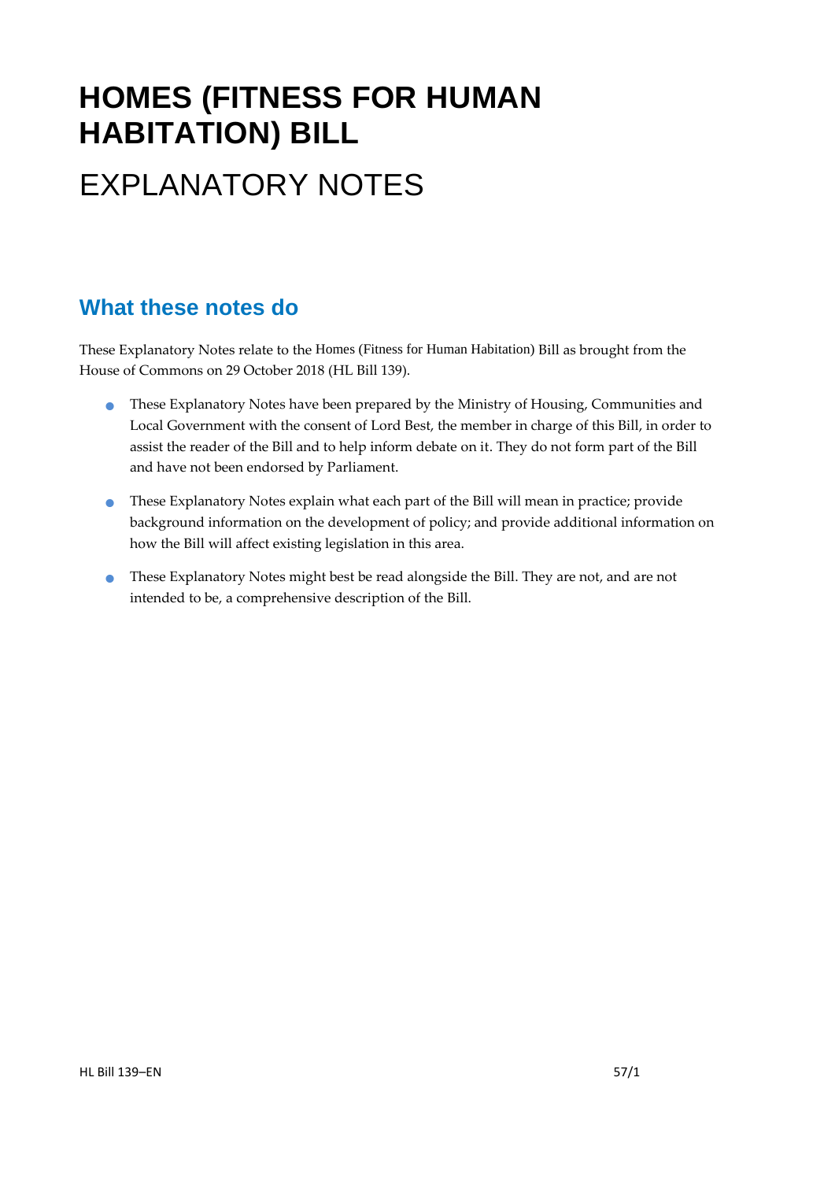# HOMES (FITNESS FOR HUMAN HABITATION) BILL

# EXPLANATORY NOTES

## What these notes do

These Explanatory Notes relate to the Homes (Fitness for Human Habitation) Bill as brought from the House of Commons on 29 October 2018 (HL Bill 139).

- These Explanatory Notes have been prepared by the Ministry of Housing, Communities and Local Government with the consent of Lord Best, the member in charge of this Bill, in order to assist the reader of the Bill and to help inform debate on it. They do not form part of the Bill and have not been endorsed by Parliament.
- These Explanatory Notes explain what each part of the Bill will mean in practice; provide background information on the development of policy; and provide additional information on how the Bill will affect existing legislation in this area.
- These Explanatory Notes might best be read alongside the Bill. They are not, and are not intended to be, a comprehensive description of the Bill.

HL Bill 139–EN 57/1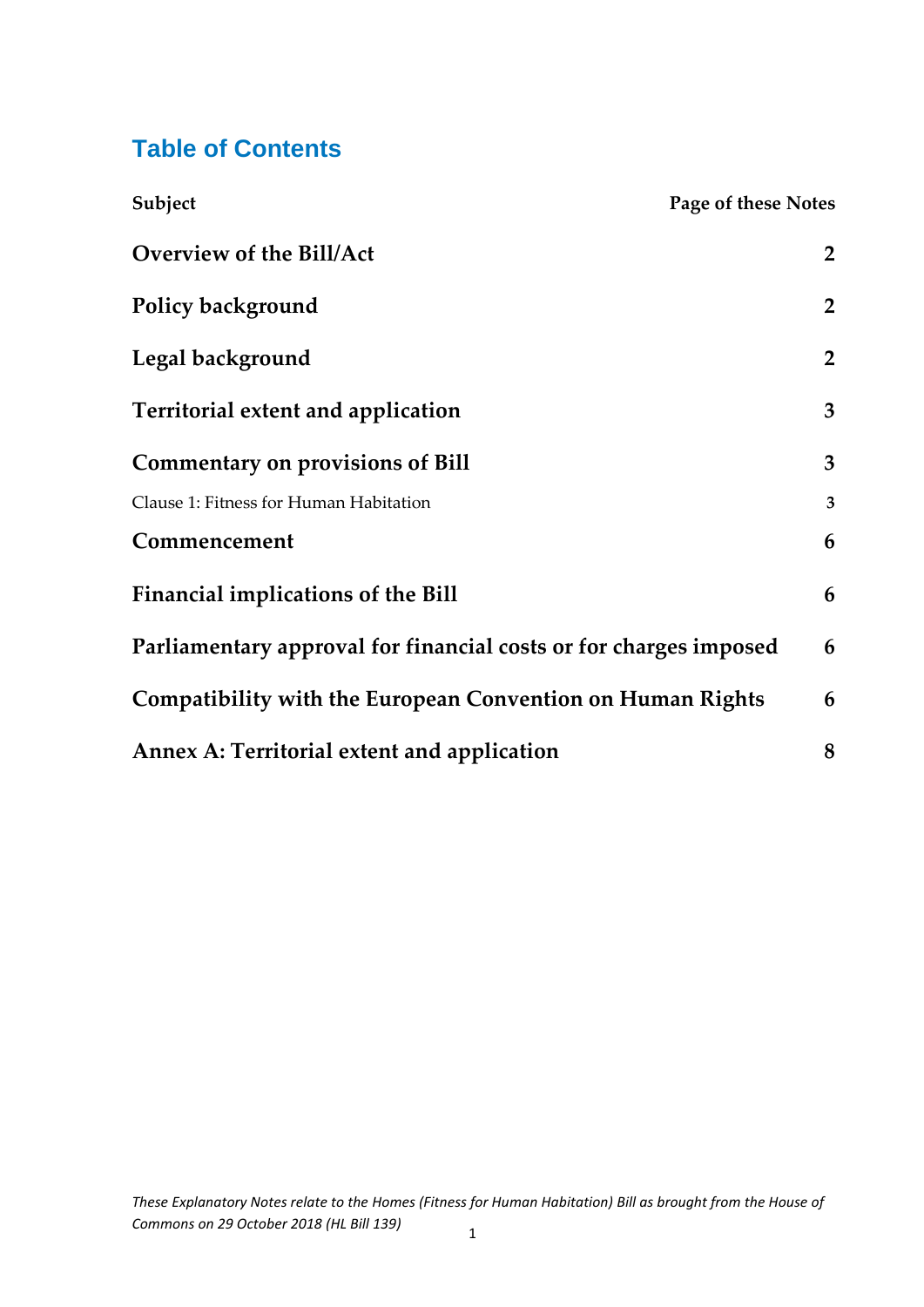# Table of Contents

| Subject | Page of these Notes |
|---|---|
| **Overview of the Bill/Act** | **2** |
| **Policy background** | **2** |
| **Legal background** | **2** |
| **Territorial extent and application** | **3** |
| **Commentary on provisions of Bill** | **3** |
| Clause 1: Fitness for Human Habitation | 3 |
| **Commencement** | **6** |
| **Financial implications of the Bill** | **6** |
| **Parliamentary approval for financial costs or for charges imposed** | **6** |
| **Compatibility with the European Convention on Human Rights** | **6** |
| **Annex A: Territorial extent and application** | **8** |

*These Explanatory Notes relate to the Homes (Fitness for Human Habitation) Bill as brought from the House of Commons on 29 October 2018 (HL Bill 139)*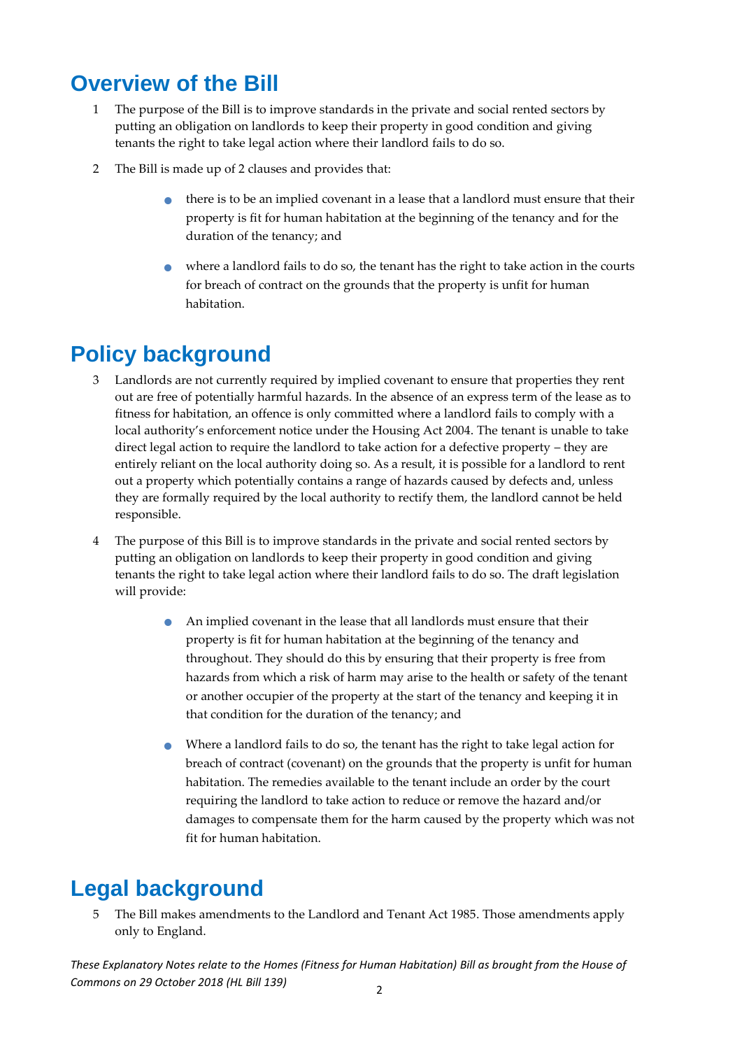## Overview of the Bill

1 The purpose of the Bill is to improve standards in the private and social rented sectors by putting an obligation on landlords to keep their property in good condition and giving tenants the right to take legal action where their landlord fails to do so.

2 The Bill is made up of 2 clauses and provides that:

- there is to be an implied covenant in a lease that a landlord must ensure that their property is fit for human habitation at the beginning of the tenancy and for the duration of the tenancy; and
- where a landlord fails to do so, the tenant has the right to take action in the courts for breach of contract on the grounds that the property is unfit for human habitation.

## Policy background

3 Landlords are not currently required by implied covenant to ensure that properties they rent out are free of potentially harmful hazards. In the absence of an express term of the lease as to fitness for habitation, an offence is only committed where a landlord fails to comply with a local authority's enforcement notice under the Housing Act 2004. The tenant is unable to take direct legal action to require the landlord to take action for a defective property – they are entirely reliant on the local authority doing so. As a result, it is possible for a landlord to rent out a property which potentially contains a range of hazards caused by defects and, unless they are formally required by the local authority to rectify them, the landlord cannot be held responsible.

4 The purpose of this Bill is to improve standards in the private and social rented sectors by putting an obligation on landlords to keep their property in good condition and giving tenants the right to take legal action where their landlord fails to do so. The draft legislation will provide:

- An implied covenant in the lease that all landlords must ensure that their property is fit for human habitation at the beginning of the tenancy and throughout. They should do this by ensuring that their property is free from hazards from which a risk of harm may arise to the health or safety of the tenant or another occupier of the property at the start of the tenancy and keeping it in that condition for the duration of the tenancy; and
- Where a landlord fails to do so, the tenant has the right to take legal action for breach of contract (covenant) on the grounds that the property is unfit for human habitation. The remedies available to the tenant include an order by the court requiring the landlord to take action to reduce or remove the hazard and/or damages to compensate them for the harm caused by the property which was not fit for human habitation.

## Legal background

5 The Bill makes amendments to the Landlord and Tenant Act 1985. Those amendments apply only to England.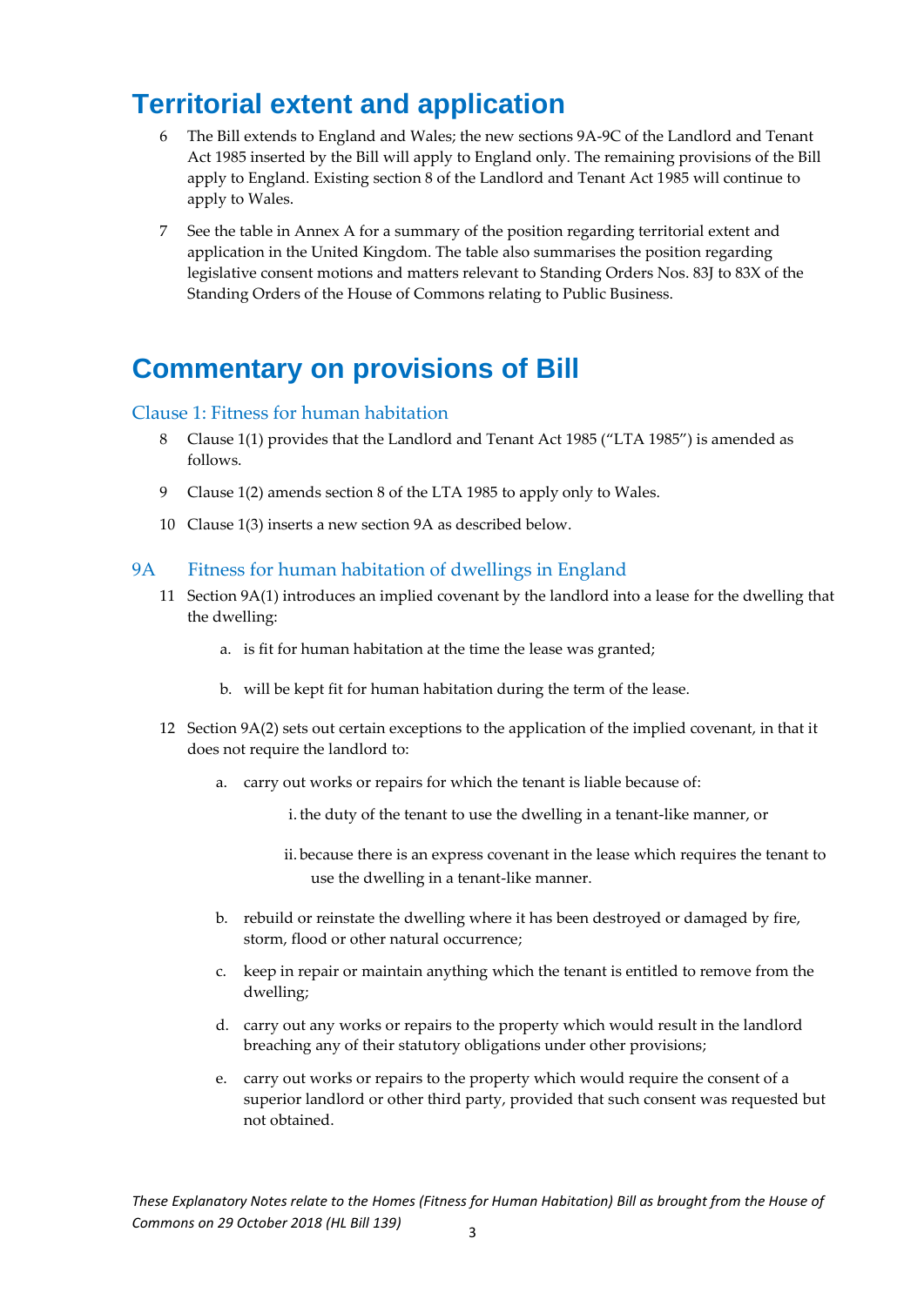# Territorial extent and application

6 The Bill extends to England and Wales; the new sections 9A-9C of the Landlord and Tenant Act 1985 inserted by the Bill will apply to England only. The remaining provisions of the Bill apply to England. Existing section 8 of the Landlord and Tenant Act 1985 will continue to apply to Wales.

7 See the table in Annex A for a summary of the position regarding territorial extent and application in the United Kingdom. The table also summarises the position regarding legislative consent motions and matters relevant to Standing Orders Nos. 83J to 83X of the Standing Orders of the House of Commons relating to Public Business.

# Commentary on provisions of Bill

## Clause 1: Fitness for human habitation

8 Clause 1(1) provides that the Landlord and Tenant Act 1985 ("LTA 1985") is amended as follows.

9 Clause 1(2) amends section 8 of the LTA 1985 to apply only to Wales.

10 Clause 1(3) inserts a new section 9A as described below.

## 9A Fitness for human habitation of dwellings in England

11 Section 9A(1) introduces an implied covenant by the landlord into a lease for the dwelling that the dwelling:

   a. is fit for human habitation at the time the lease was granted;

   b. will be kept fit for human habitation during the term of the lease.

12 Section 9A(2) sets out certain exceptions to the application of the implied covenant, in that it does not require the landlord to:

   a. carry out works or repairs for which the tenant is liable because of:

      i. the duty of the tenant to use the dwelling in a tenant-like manner, or

      ii. because there is an express covenant in the lease which requires the tenant to use the dwelling in a tenant-like manner.

   b. rebuild or reinstate the dwelling where it has been destroyed or damaged by fire, storm, flood or other natural occurrence;

   c. keep in repair or maintain anything which the tenant is entitled to remove from the dwelling;

   d. carry out any works or repairs to the property which would result in the landlord breaching any of their statutory obligations under other provisions;

   e. carry out works or repairs to the property which would require the consent of a superior landlord or other third party, provided that such consent was requested but not obtained.

*These Explanatory Notes relate to the Homes (Fitness for Human Habitation) Bill as brought from the House of Commons on 29 October 2018 (HL Bill 139)*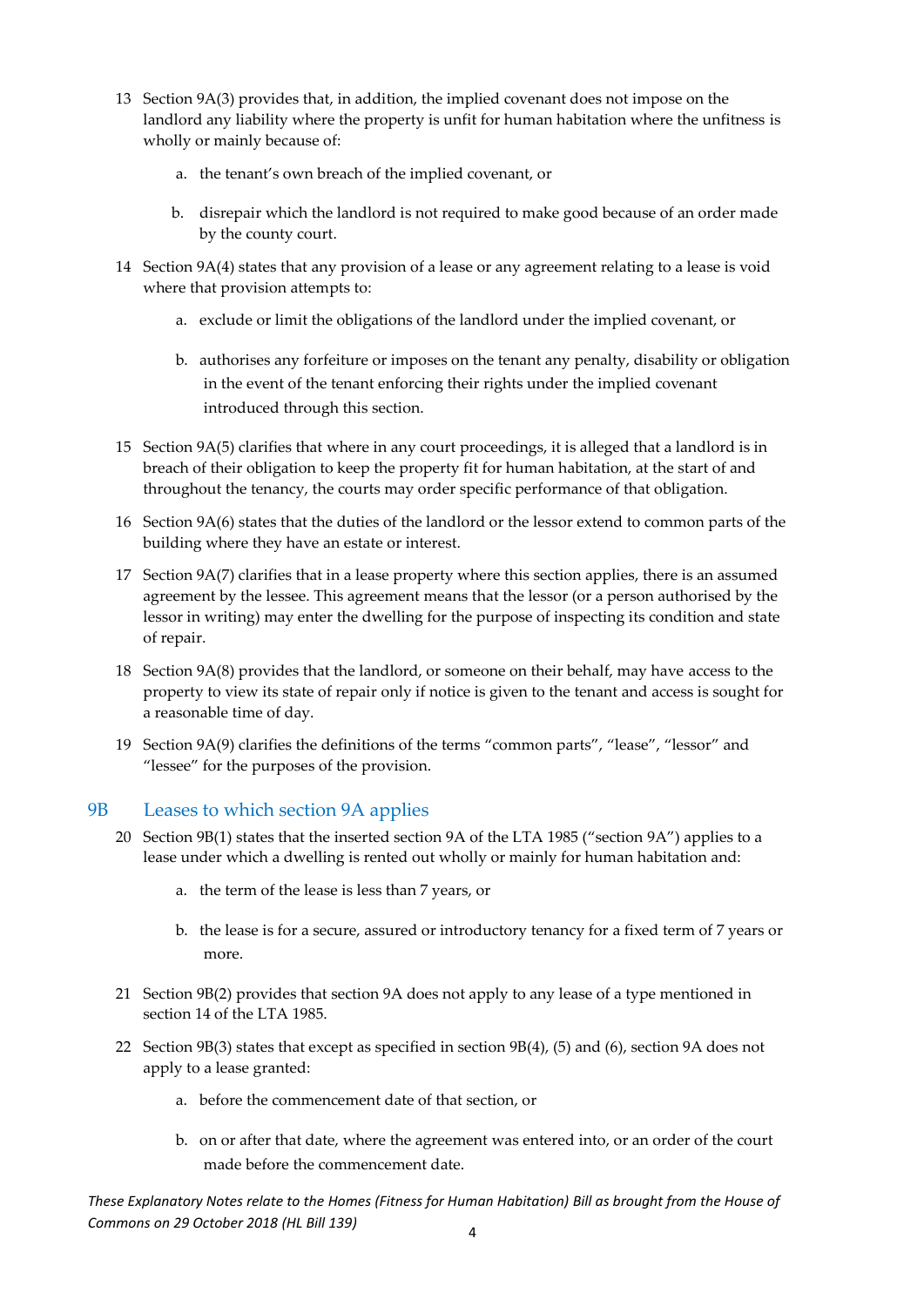13 Section 9A(3) provides that, in addition, the implied covenant does not impose on the landlord any liability where the property is unfit for human habitation where the unfitness is wholly or mainly because of:

   a. the tenant's own breach of the implied covenant, or

   b. disrepair which the landlord is not required to make good because of an order made by the county court.

14 Section 9A(4) states that any provision of a lease or any agreement relating to a lease is void where that provision attempts to:

   a. exclude or limit the obligations of the landlord under the implied covenant, or

   b. authorises any forfeiture or imposes on the tenant any penalty, disability or obligation in the event of the tenant enforcing their rights under the implied covenant introduced through this section.

15 Section 9A(5) clarifies that where in any court proceedings, it is alleged that a landlord is in breach of their obligation to keep the property fit for human habitation, at the start of and throughout the tenancy, the courts may order specific performance of that obligation.

16 Section 9A(6) states that the duties of the landlord or the lessor extend to common parts of the building where they have an estate or interest.

17 Section 9A(7) clarifies that in a lease property where this section applies, there is an assumed agreement by the lessee. This agreement means that the lessor (or a person authorised by the lessor in writing) may enter the dwelling for the purpose of inspecting its condition and state of repair.

18 Section 9A(8) provides that the landlord, or someone on their behalf, may have access to the property to view its state of repair only if notice is given to the tenant and access is sought for a reasonable time of day.

19 Section 9A(9) clarifies the definitions of the terms "common parts", "lease", "lessor" and "lessee" for the purposes of the provision.

## 9B Leases to which section 9A applies

20 Section 9B(1) states that the inserted section 9A of the LTA 1985 ("section 9A") applies to a lease under which a dwelling is rented out wholly or mainly for human habitation and:

   a. the term of the lease is less than 7 years, or

   b. the lease is for a secure, assured or introductory tenancy for a fixed term of 7 years or more.

21 Section 9B(2) provides that section 9A does not apply to any lease of a type mentioned in section 14 of the LTA 1985.

22 Section 9B(3) states that except as specified in section 9B(4), (5) and (6), section 9A does not apply to a lease granted:

   a. before the commencement date of that section, or

   b. on or after that date, where the agreement was entered into, or an order of the court made before the commencement date.

*These Explanatory Notes relate to the Homes (Fitness for Human Habitation) Bill as brought from the House of Commons on 29 October 2018 (HL Bill 139)*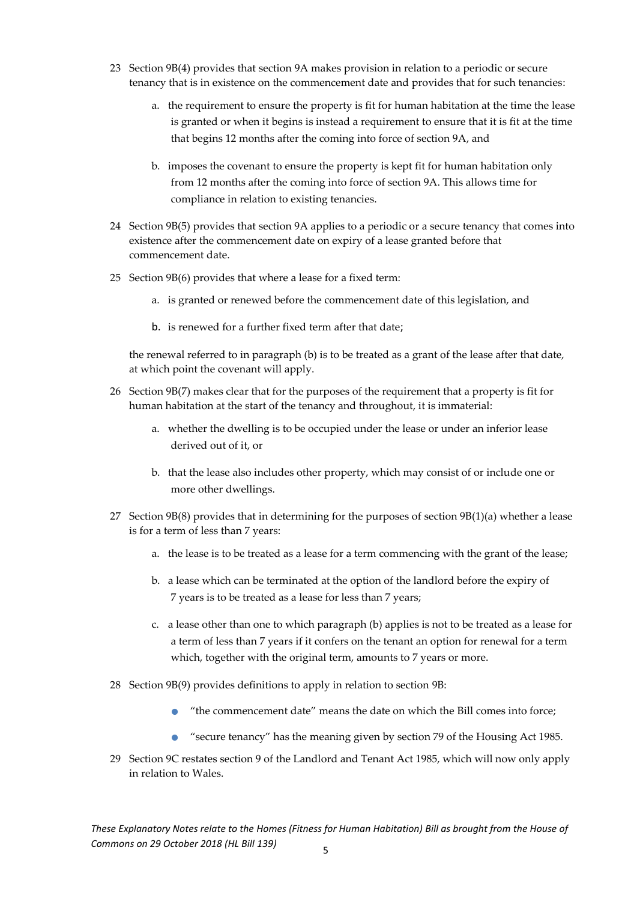23 Section 9B(4) provides that section 9A makes provision in relation to a periodic or secure tenancy that is in existence on the commencement date and provides that for such tenancies:

   a. the requirement to ensure the property is fit for human habitation at the time the lease is granted or when it begins is instead a requirement to ensure that it is fit at the time that begins 12 months after the coming into force of section 9A, and

   b. imposes the covenant to ensure the property is kept fit for human habitation only from 12 months after the coming into force of section 9A. This allows time for compliance in relation to existing tenancies.

24 Section 9B(5) provides that section 9A applies to a periodic or a secure tenancy that comes into existence after the commencement date on expiry of a lease granted before that commencement date.

25 Section 9B(6) provides that where a lease for a fixed term:

   a. is granted or renewed before the commencement date of this legislation, and

   b. is renewed for a further fixed term after that date;

   the renewal referred to in paragraph (b) is to be treated as a grant of the lease after that date, at which point the covenant will apply.

26 Section 9B(7) makes clear that for the purposes of the requirement that a property is fit for human habitation at the start of the tenancy and throughout, it is immaterial:

   a. whether the dwelling is to be occupied under the lease or under an inferior lease derived out of it, or

   b. that the lease also includes other property, which may consist of or include one or more other dwellings.

27 Section 9B(8) provides that in determining for the purposes of section 9B(1)(a) whether a lease is for a term of less than 7 years:

   a. the lease is to be treated as a lease for a term commencing with the grant of the lease;

   b. a lease which can be terminated at the option of the landlord before the expiry of 7 years is to be treated as a lease for less than 7 years;

   c. a lease other than one to which paragraph (b) applies is not to be treated as a lease for a term of less than 7 years if it confers on the tenant an option for renewal for a term which, together with the original term, amounts to 7 years or more.

28 Section 9B(9) provides definitions to apply in relation to section 9B:

   - "the commencement date" means the date on which the Bill comes into force;
   - "secure tenancy" has the meaning given by section 79 of the Housing Act 1985.

29 Section 9C restates section 9 of the Landlord and Tenant Act 1985, which will now only apply in relation to Wales.

*These Explanatory Notes relate to the Homes (Fitness for Human Habitation) Bill as brought from the House of Commons on 29 October 2018 (HL Bill 139)*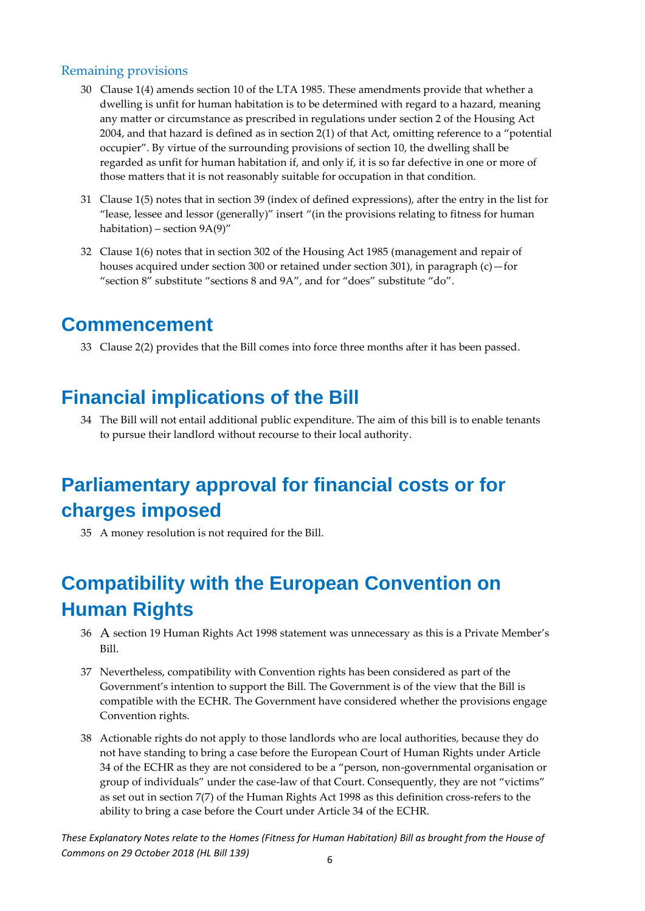### Remaining provisions

30 Clause 1(4) amends section 10 of the LTA 1985. These amendments provide that whether a dwelling is unfit for human habitation is to be determined with regard to a hazard, meaning any matter or circumstance as prescribed in regulations under section 2 of the Housing Act 2004, and that hazard is defined as in section 2(1) of that Act, omitting reference to a "potential occupier". By virtue of the surrounding provisions of section 10, the dwelling shall be regarded as unfit for human habitation if, and only if, it is so far defective in one or more of those matters that it is not reasonably suitable for occupation in that condition.

31 Clause 1(5) notes that in section 39 (index of defined expressions), after the entry in the list for "lease, lessee and lessor (generally)" insert "(in the provisions relating to fitness for human habitation) – section 9A(9)"

32 Clause 1(6) notes that in section 302 of the Housing Act 1985 (management and repair of houses acquired under section 300 or retained under section 301), in paragraph (c)—for "section 8" substitute "sections 8 and 9A", and for "does" substitute "do".

# Commencement

33 Clause 2(2) provides that the Bill comes into force three months after it has been passed.

# Financial implications of the Bill

34 The Bill will not entail additional public expenditure. The aim of this bill is to enable tenants to pursue their landlord without recourse to their local authority.

# Parliamentary approval for financial costs or for charges imposed

35 A money resolution is not required for the Bill.

# Compatibility with the European Convention on Human Rights

36 A section 19 Human Rights Act 1998 statement was unnecessary as this is a Private Member's Bill.

37 Nevertheless, compatibility with Convention rights has been considered as part of the Government's intention to support the Bill. The Government is of the view that the Bill is compatible with the ECHR. The Government have considered whether the provisions engage Convention rights.

38 Actionable rights do not apply to those landlords who are local authorities, because they do not have standing to bring a case before the European Court of Human Rights under Article 34 of the ECHR as they are not considered to be a "person, non-governmental organisation or group of individuals" under the case-law of that Court. Consequently, they are not "victims" as set out in section 7(7) of the Human Rights Act 1998 as this definition cross-refers to the ability to bring a case before the Court under Article 34 of the ECHR.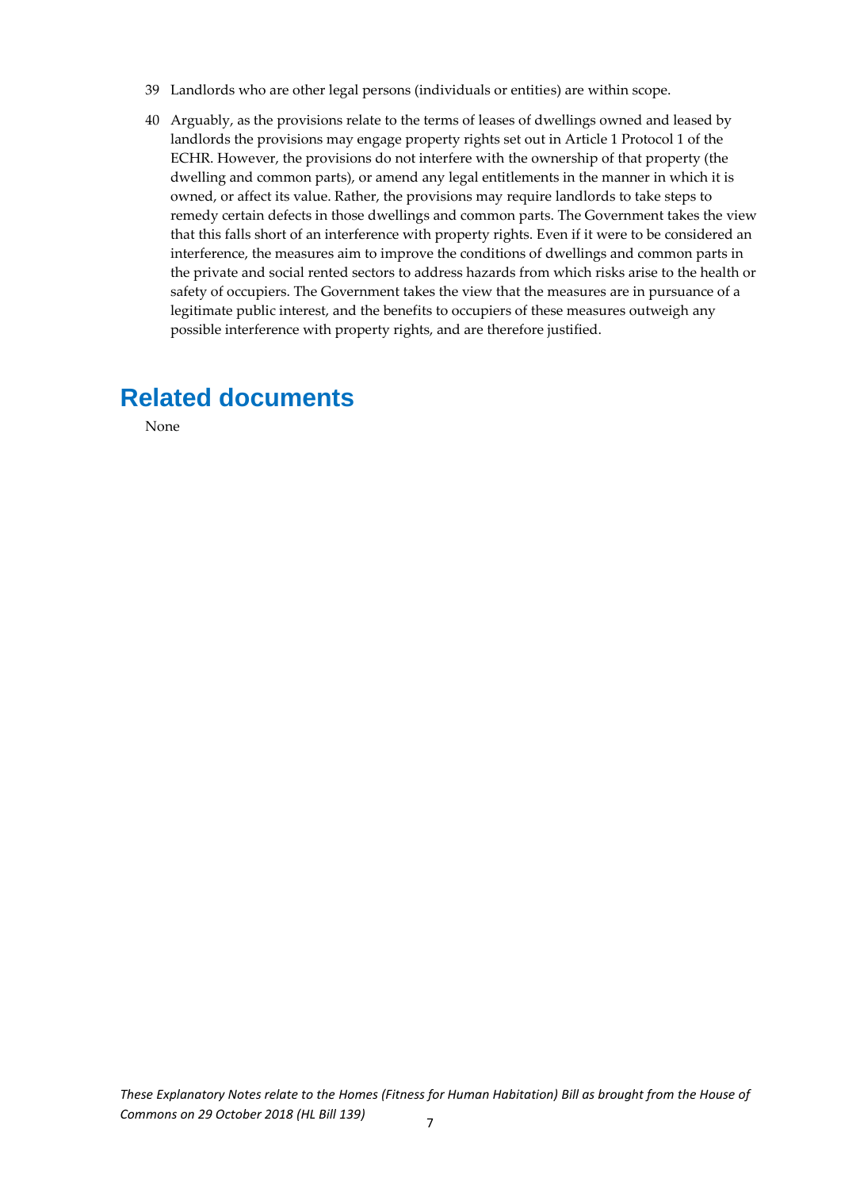39 Landlords who are other legal persons (individuals or entities) are within scope.

40 Arguably, as the provisions relate to the terms of leases of dwellings owned and leased by landlords the provisions may engage property rights set out in Article 1 Protocol 1 of the ECHR. However, the provisions do not interfere with the ownership of that property (the dwelling and common parts), or amend any legal entitlements in the manner in which it is owned, or affect its value. Rather, the provisions may require landlords to take steps to remedy certain defects in those dwellings and common parts. The Government takes the view that this falls short of an interference with property rights. Even if it were to be considered an interference, the measures aim to improve the conditions of dwellings and common parts in the private and social rented sectors to address hazards from which risks arise to the health or safety of occupiers. The Government takes the view that the measures are in pursuance of a legitimate public interest, and the benefits to occupiers of these measures outweigh any possible interference with property rights, and are therefore justified.

# Related documents

None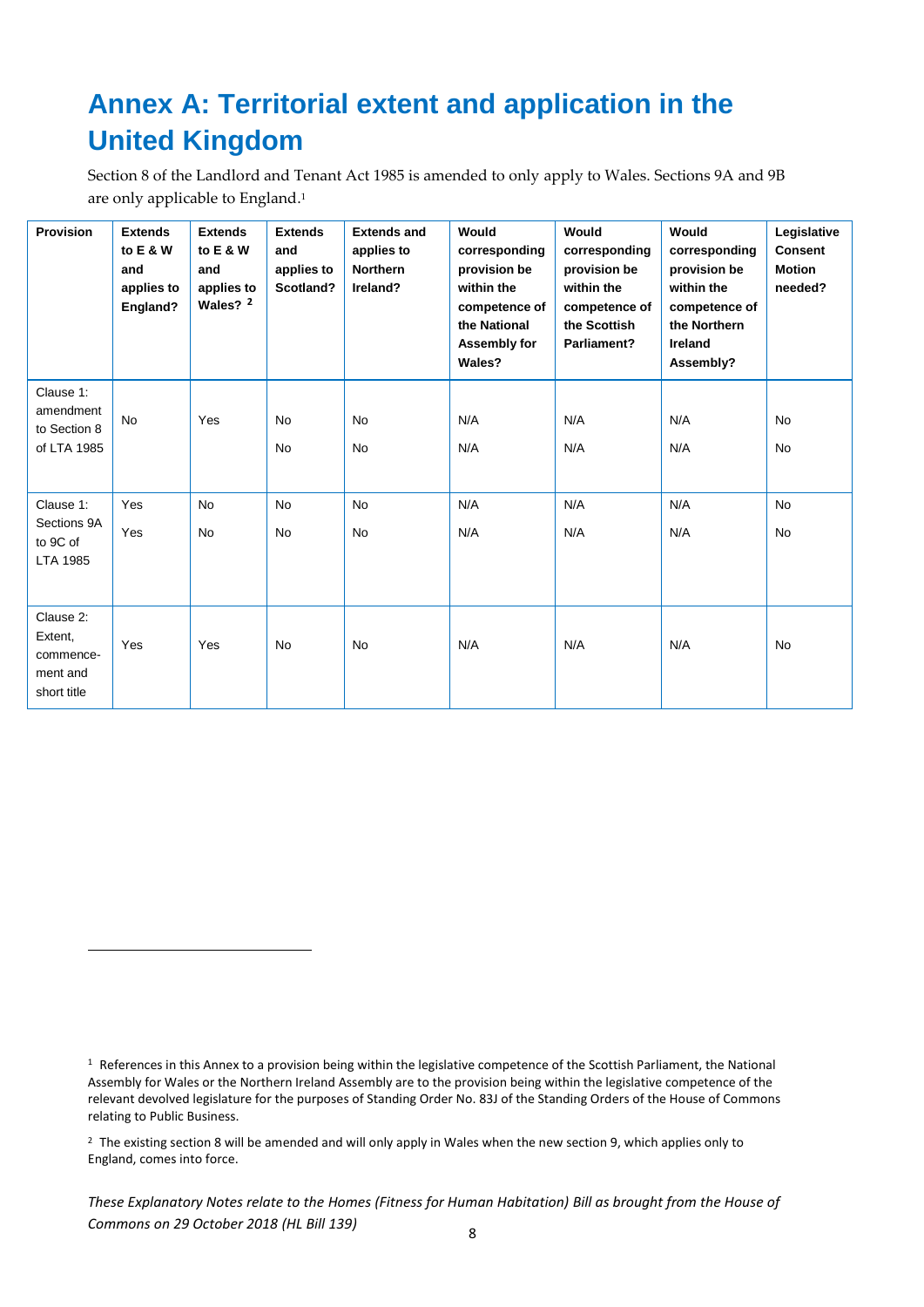# Annex A: Territorial extent and application in the United Kingdom

Section 8 of the Landlord and Tenant Act 1985 is amended to only apply to Wales. Sections 9A and 9B are only applicable to England.[1]

| Provision | Extends to E & W and applies to England? | Extends to E & W and applies to Wales? [2] | Extends and applies to Scotland? | Extends and applies to Northern Ireland? | Would corresponding provision be within the competence of the National Assembly for Wales? | Would corresponding provision be within the competence of the Scottish Parliament? | Would corresponding provision be within the competence of the Northern Ireland Assembly? | Legislative Consent Motion needed? |
|---|---|---|---|---|---|---|---|---|
| Clause 1: amendment to Section 8 of LTA 1985 | No | Yes | No<br>No | No<br>No | N/A<br>N/A | N/A<br>N/A | N/A<br>N/A | No<br>No |
| Clause 1: Sections 9A to 9C of LTA 1985 | Yes<br>Yes | No<br>No | No<br>No | No<br>No | N/A<br>N/A | N/A<br>N/A | N/A<br>N/A | No<br>No |
| Clause 2: Extent, commence-ment and short title | Yes | Yes | No | No | N/A | N/A | N/A | No |

[1] References in this Annex to a provision being within the legislative competence of the Scottish Parliament, the National Assembly for Wales or the Northern Ireland Assembly are to the provision being within the legislative competence of the relevant devolved legislature for the purposes of Standing Order No. 83J of the Standing Orders of the House of Commons relating to Public Business.

[2] The existing section 8 will be amended and will only apply in Wales when the new section 9, which applies only to England, comes into force.

*These Explanatory Notes relate to the Homes (Fitness for Human Habitation) Bill as brought from the House of Commons on 29 October 2018 (HL Bill 139)*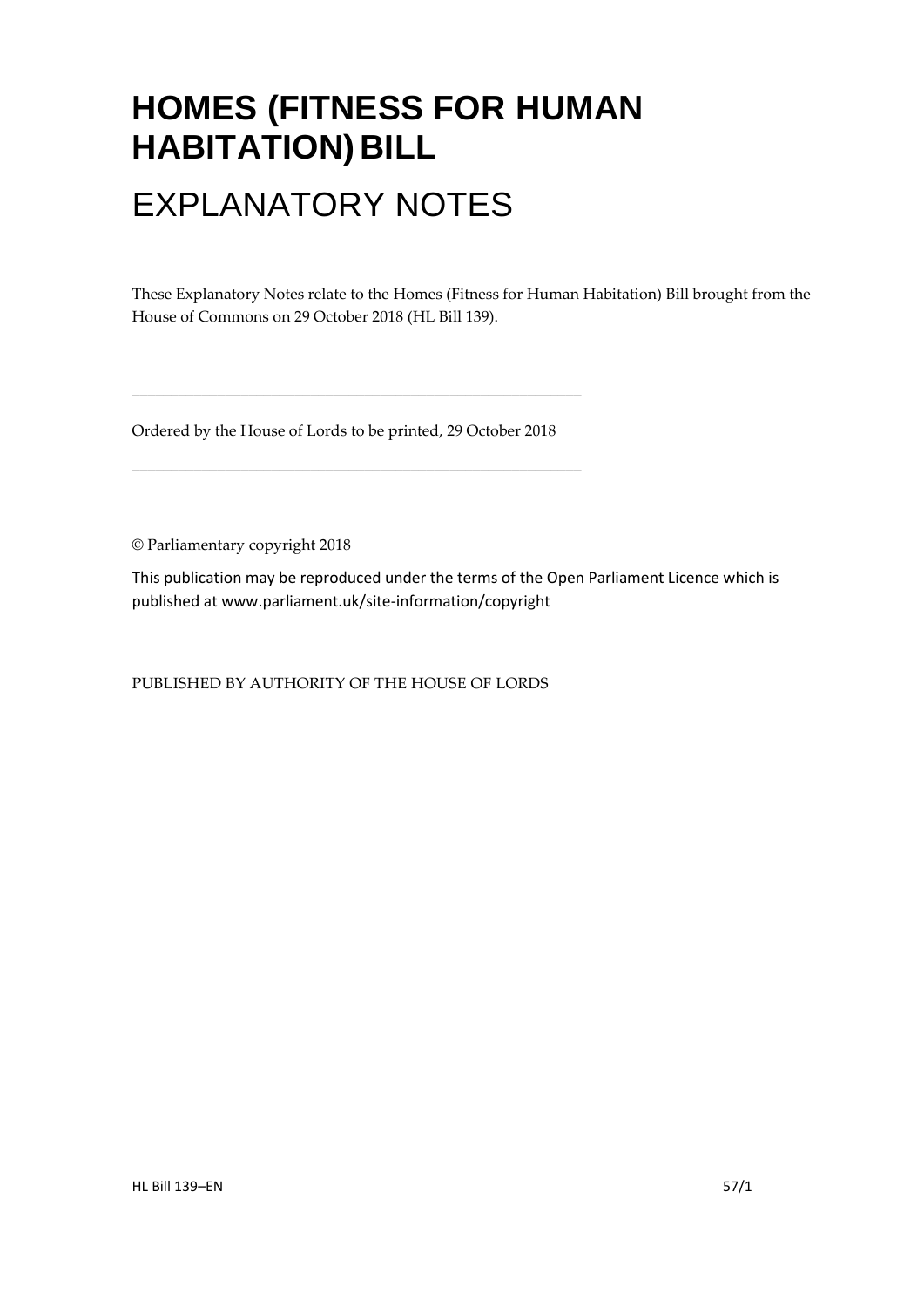# HOMES (FITNESS FOR HUMAN HABITATION) BILL

# EXPLANATORY NOTES

These Explanatory Notes relate to the Homes (Fitness for Human Habitation) Bill brought from the House of Commons on 29 October 2018 (HL Bill 139).

---

Ordered by the House of Lords to be printed, 29 October 2018

---

© Parliamentary copyright 2018

This publication may be reproduced under the terms of the Open Parliament Licence which is published at www.parliament.uk/site-information/copyright

PUBLISHED BY AUTHORITY OF THE HOUSE OF LORDS

HL Bill 139–EN 57/1